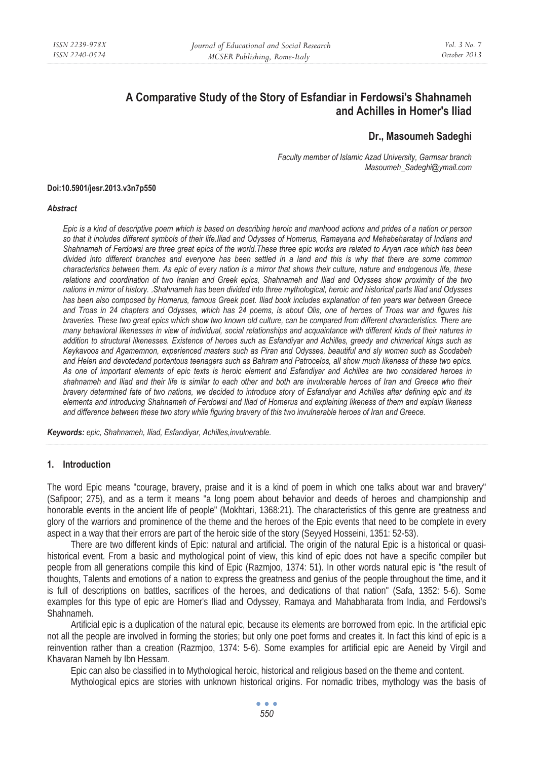# A Comparative Study of the Story of Esfandiar in Ferdowsi's Shahnameh and Achilles in Homer's Iliad

**Dr., Masoumeh Sadeghi**

*Faculty member of Islamic Azad University, Garmsar branch*
*Masoumeh_Sadeghi@ymail.com*

**Doi:10.5901/jesr.2013.v3n7p550**

***Abstract***

*Epic is a kind of descriptive poem which is based on describing heroic and manhood actions and prides of a nation or person so that it includes different symbols of their life.Iliad and Odysses of Homerus, Ramayana and Mehabeharatay of Indians and Shahnameh of Ferdowsi are three great epics of the world.These three epic works are related to Aryan race which has been divided into different branches and everyone has been settled in a land and this is why that there are some common characteristics between them. As epic of every nation is a mirror that shows their culture, nature and endogenous life, these relations and coordination of two Iranian and Greek epics, Shahnameh and Iliad and Odysses show proximity of the two nations in mirror of history. .Shahnameh has been divided into three mythological, heroic and historical parts Iliad and Odysses has been also composed by Homerus, famous Greek poet. Iliad book includes explanation of ten years war between Greece and Troas in 24 chapters and Odysses, which has 24 poems, is about Olis, one of heroes of Troas war and figures his braveries. These two great epics which show two known old culture, can be compared from different characteristics. There are many behavioral likenesses in view of individual, social relationships and acquaintance with different kinds of their natures in addition to structural likenesses. Existence of heroes such as Esfandiyar and Achilles, greedy and chimerical kings such as Keykavoos and Agamemnon, experienced masters such as Piran and Odysses, beautiful and sly women such as Soodabeh and Helen and devotedand portentous teenagers such as Bahram and Patrocelos, all show much likeness of these two epics. As one of important elements of epic texts is heroic element and Esfandiyar and Achilles are two considered heroes in shahnameh and Iliad and their life is similar to each other and both are invulnerable heroes of Iran and Greece who their bravery determined fate of two nations, we decided to introduce story of Esfandiyar and Achilles after defining epic and its elements and introducing Shahnameh of Ferdowsi and Iliad of Homerus and explaining likeness of them and explain likeness and difference between these two story while figuring bravery of this two invulnerable heroes of Iran and Greece.*

***Keywords:*** *epic, Shahnameh, Iliad, Esfandiyar, Achilles,invulnerable.*

## 1. Introduction

The word Epic means "courage, bravery, praise and it is a kind of poem in which one talks about war and bravery" (Safipoor; 275), and as a term it means "a long poem about behavior and deeds of heroes and championship and honorable events in the ancient life of people" (Mokhtari, 1368:21). The characteristics of this genre are greatness and glory of the warriors and prominence of the theme and the heroes of the Epic events that need to be complete in every aspect in a way that their errors are part of the heroic side of the story (Seyyed Hosseini, 1351: 52-53).

There are two different kinds of Epic: natural and artificial. The origin of the natural Epic is a historical or quasi-historical event. From a basic and mythological point of view, this kind of epic does not have a specific compiler but people from all generations compile this kind of Epic (Razmjoo, 1374: 51). In other words natural epic is "the result of thoughts, Talents and emotions of a nation to express the greatness and genius of the people throughout the time, and it is full of descriptions on battles, sacrifices of the heroes, and dedications of that nation" (Safa, 1352: 5-6). Some examples for this type of epic are Homer's Iliad and Odyssey, Ramaya and Mahabharata from India, and Ferdowsi's Shahnameh.

Artificial epic is a duplication of the natural epic, because its elements are borrowed from epic. In the artificial epic not all the people are involved in forming the stories; but only one poet forms and creates it. In fact this kind of epic is a reinvention rather than a creation (Razmjoo, 1374: 5-6). Some examples for artificial epic are Aeneid by Virgil and Khavaran Nameh by Ibn Hessam.

Epic can also be classified in to Mythological heroic, historical and religious based on the theme and content.

Mythological epics are stories with unknown historical origins. For nomadic tribes, mythology was the basis of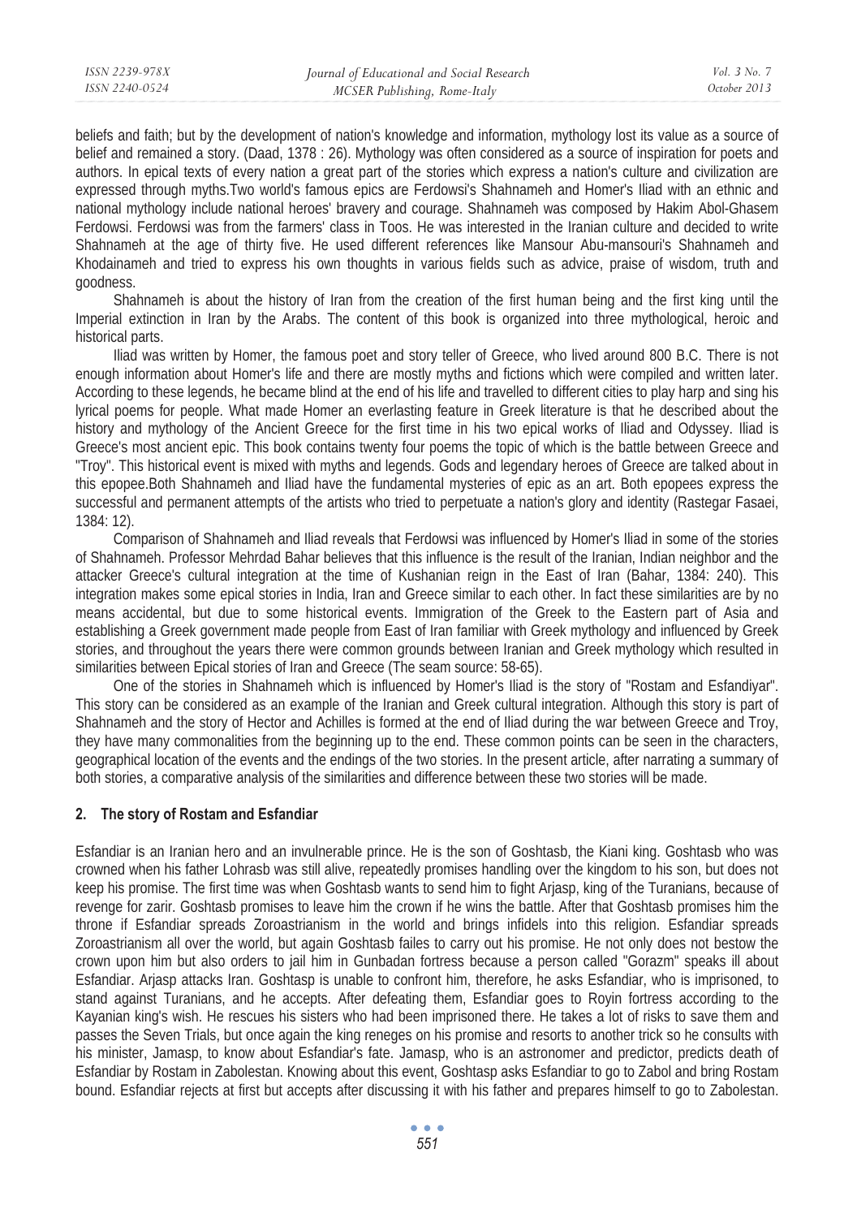beliefs and faith; but by the development of nation's knowledge and information, mythology lost its value as a source of belief and remained a story. (Daad, 1378 : 26). Mythology was often considered as a source of inspiration for poets and authors. In epical texts of every nation a great part of the stories which express a nation's culture and civilization are expressed through myths.Two world's famous epics are Ferdowsi's Shahnameh and Homer's Iliad with an ethnic and national mythology include national heroes' bravery and courage. Shahnameh was composed by Hakim Abol-Ghasem Ferdowsi. Ferdowsi was from the farmers' class in Toos. He was interested in the Iranian culture and decided to write Shahnameh at the age of thirty five. He used different references like Mansour Abu-mansouri's Shahnameh and Khodainameh and tried to express his own thoughts in various fields such as advice, praise of wisdom, truth and goodness.

Shahnameh is about the history of Iran from the creation of the first human being and the first king until the Imperial extinction in Iran by the Arabs. The content of this book is organized into three mythological, heroic and historical parts.

Iliad was written by Homer, the famous poet and story teller of Greece, who lived around 800 B.C. There is not enough information about Homer's life and there are mostly myths and fictions which were compiled and written later. According to these legends, he became blind at the end of his life and travelled to different cities to play harp and sing his lyrical poems for people. What made Homer an everlasting feature in Greek literature is that he described about the history and mythology of the Ancient Greece for the first time in his two epical works of Iliad and Odyssey. Iliad is Greece's most ancient epic. This book contains twenty four poems the topic of which is the battle between Greece and "Troy". This historical event is mixed with myths and legends. Gods and legendary heroes of Greece are talked about in this epopee.Both Shahnameh and Iliad have the fundamental mysteries of epic as an art. Both epopees express the successful and permanent attempts of the artists who tried to perpetuate a nation's glory and identity (Rastegar Fasaei, 1384: 12).

Comparison of Shahnameh and Iliad reveals that Ferdowsi was influenced by Homer's Iliad in some of the stories of Shahnameh. Professor Mehrdad Bahar believes that this influence is the result of the Iranian, Indian neighbor and the attacker Greece's cultural integration at the time of Kushanian reign in the East of Iran (Bahar, 1384: 240). This integration makes some epical stories in India, Iran and Greece similar to each other. In fact these similarities are by no means accidental, but due to some historical events. Immigration of the Greek to the Eastern part of Asia and establishing a Greek government made people from East of Iran familiar with Greek mythology and influenced by Greek stories, and throughout the years there were common grounds between Iranian and Greek mythology which resulted in similarities between Epical stories of Iran and Greece (The seam source: 58-65).

One of the stories in Shahnameh which is influenced by Homer's Iliad is the story of "Rostam and Esfandiyar". This story can be considered as an example of the Iranian and Greek cultural integration. Although this story is part of Shahnameh and the story of Hector and Achilles is formed at the end of Iliad during the war between Greece and Troy, they have many commonalities from the beginning up to the end. These common points can be seen in the characters, geographical location of the events and the endings of the two stories. In the present article, after narrating a summary of both stories, a comparative analysis of the similarities and difference between these two stories will be made.

## 2. The story of Rostam and Esfandiar

Esfandiar is an Iranian hero and an invulnerable prince. He is the son of Goshtasb, the Kiani king. Goshtasb who was crowned when his father Lohrasb was still alive, repeatedly promises handling over the kingdom to his son, but does not keep his promise. The first time was when Goshtasb wants to send him to fight Arjasp, king of the Turanians, because of revenge for zarir. Goshtasb promises to leave him the crown if he wins the battle. After that Goshtasb promises him the throne if Esfandiar spreads Zoroastrianism in the world and brings infidels into this religion. Esfandiar spreads Zoroastrianism all over the world, but again Goshtasb failes to carry out his promise. He not only does not bestow the crown upon him but also orders to jail him in Gunbadan fortress because a person called "Gorazm" speaks ill about Esfandiar. Arjasp attacks Iran. Goshtasp is unable to confront him, therefore, he asks Esfandiar, who is imprisoned, to stand against Turanians, and he accepts. After defeating them, Esfandiar goes to Royin fortress according to the Kayanian king's wish. He rescues his sisters who had been imprisoned there. He takes a lot of risks to save them and passes the Seven Trials, but once again the king reneges on his promise and resorts to another trick so he consults with his minister, Jamasp, to know about Esfandiar's fate. Jamasp, who is an astronomer and predictor, predicts death of Esfandiar by Rostam in Zabolestan. Knowing about this event, Goshtasp asks Esfandiar to go to Zabol and bring Rostam bound. Esfandiar rejects at first but accepts after discussing it with his father and prepares himself to go to Zabolestan.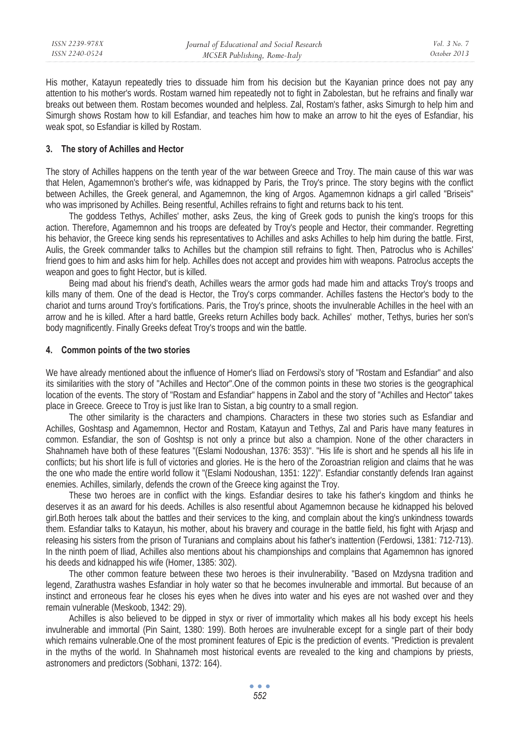His mother, Katayun repeatedly tries to dissuade him from his decision but the Kayanian prince does not pay any attention to his mother's words. Rostam warned him repeatedly not to fight in Zabolestan, but he refrains and finally war breaks out between them. Rostam becomes wounded and helpless. Zal, Rostam's father, asks Simurgh to help him and Simurgh shows Rostam how to kill Esfandiar, and teaches him how to make an arrow to hit the eyes of Esfandiar, his weak spot, so Esfandiar is killed by Rostam.

### 3. The story of Achilles and Hector

The story of Achilles happens on the tenth year of the war between Greece and Troy. The main cause of this war was that Helen, Agamemnon's brother's wife, was kidnapped by Paris, the Troy's prince. The story begins with the conflict between Achilles, the Greek general, and Agamemnon, the king of Argos. Agamemnon kidnaps a girl called "Briseis" who was imprisoned by Achilles. Being resentful, Achilles refrains to fight and returns back to his tent.

The goddess Tethys, Achilles' mother, asks Zeus, the king of Greek gods to punish the king's troops for this action. Therefore, Agamemnon and his troops are defeated by Troy's people and Hector, their commander. Regretting his behavior, the Greece king sends his representatives to Achilles and asks Achilles to help him during the battle. First, Aulis, the Greek commander talks to Achilles but the champion still refrains to fight. Then, Patroclus who is Achilles' friend goes to him and asks him for help. Achilles does not accept and provides him with weapons. Patroclus accepts the weapon and goes to fight Hector, but is killed.

Being mad about his friend's death, Achilles wears the armor gods had made him and attacks Troy's troops and kills many of them. One of the dead is Hector, the Troy's corps commander. Achilles fastens the Hector's body to the chariot and turns around Troy's fortifications. Paris, the Troy's prince, shoots the invulnerable Achilles in the heel with an arrow and he is killed. After a hard battle, Greeks return Achilles body back. Achilles' mother, Tethys, buries her son's body magnificently. Finally Greeks defeat Troy's troops and win the battle.

### 4. Common points of the two stories

We have already mentioned about the influence of Homer's Iliad on Ferdowsi's story of "Rostam and Esfandiar" and also its similarities with the story of "Achilles and Hector".One of the common points in these two stories is the geographical location of the events. The story of "Rostam and Esfandiar" happens in Zabol and the story of "Achilles and Hector" takes place in Greece. Greece to Troy is just like Iran to Sistan, a big country to a small region.

The other similarity is the characters and champions. Characters in these two stories such as Esfandiar and Achilles, Goshtasp and Agamemnon, Hector and Rostam, Katayun and Tethys, Zal and Paris have many features in common. Esfandiar, the son of Goshtsp is not only a prince but also a champion. None of the other characters in Shahnameh have both of these features "(Eslami Nodoushan, 1376: 353)". "His life is short and he spends all his life in conflicts; but his short life is full of victories and glories. He is the hero of the Zoroastrian religion and claims that he was the one who made the entire world follow it "(Eslami Nodoushan, 1351: 122)". Esfandiar constantly defends Iran against enemies. Achilles, similarly, defends the crown of the Greece king against the Troy.

These two heroes are in conflict with the kings. Esfandiar desires to take his father's kingdom and thinks he deserves it as an award for his deeds. Achilles is also resentful about Agamemnon because he kidnapped his beloved girl.Both heroes talk about the battles and their services to the king, and complain about the king's unkindness towards them. Esfandiar talks to Katayun, his mother, about his bravery and courage in the battle field, his fight with Arjasp and releasing his sisters from the prison of Turanians and complains about his father's inattention (Ferdowsi, 1381: 712-713). In the ninth poem of Iliad, Achilles also mentions about his championships and complains that Agamemnon has ignored his deeds and kidnapped his wife (Homer, 1385: 302).

The other common feature between these two heroes is their invulnerability. "Based on Mzdysna tradition and legend, Zarathustra washes Esfandiar in holy water so that he becomes invulnerable and immortal. But because of an instinct and erroneous fear he closes his eyes when he dives into water and his eyes are not washed over and they remain vulnerable (Meskoob, 1342: 29).

Achilles is also believed to be dipped in styx or river of immortality which makes all his body except his heels invulnerable and immortal (Pin Saint, 1380: 199). Both heroes are invulnerable except for a single part of their body which remains vulnerable.One of the most prominent features of Epic is the prediction of events. "Prediction is prevalent in the myths of the world. In Shahnameh most historical events are revealed to the king and champions by priests, astronomers and predictors (Sobhani, 1372: 164).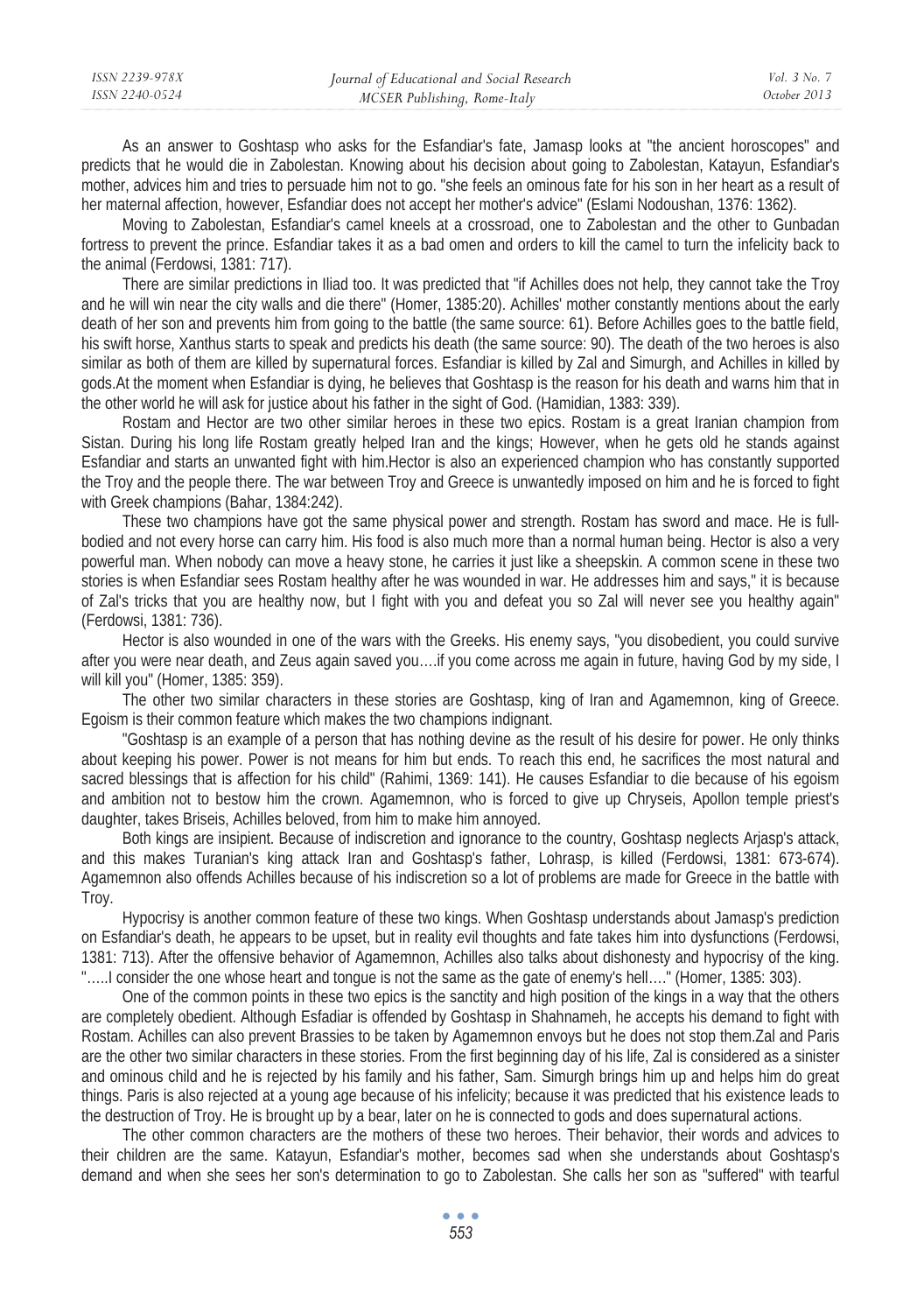As an answer to Goshtasp who asks for the Esfandiar's fate, Jamasp looks at "the ancient horoscopes" and predicts that he would die in Zabolestan. Knowing about his decision about going to Zabolestan, Katayun, Esfandiar's mother, advices him and tries to persuade him not to go. "she feels an ominous fate for his son in her heart as a result of her maternal affection, however, Esfandiar does not accept her mother's advice" (Eslami Nodoushan, 1376: 1362).

Moving to Zabolestan, Esfandiar's camel kneels at a crossroad, one to Zabolestan and the other to Gunbadan fortress to prevent the prince. Esfandiar takes it as a bad omen and orders to kill the camel to turn the infelicity back to the animal (Ferdowsi, 1381: 717).

There are similar predictions in Iliad too. It was predicted that "if Achilles does not help, they cannot take the Troy and he will win near the city walls and die there" (Homer, 1385:20). Achilles' mother constantly mentions about the early death of her son and prevents him from going to the battle (the same source: 61). Before Achilles goes to the battle field, his swift horse, Xanthus starts to speak and predicts his death (the same source: 90). The death of the two heroes is also similar as both of them are killed by supernatural forces. Esfandiar is killed by Zal and Simurgh, and Achilles in killed by gods.At the moment when Esfandiar is dying, he believes that Goshtasp is the reason for his death and warns him that in the other world he will ask for justice about his father in the sight of God. (Hamidian, 1383: 339).

Rostam and Hector are two other similar heroes in these two epics. Rostam is a great Iranian champion from Sistan. During his long life Rostam greatly helped Iran and the kings; However, when he gets old he stands against Esfandiar and starts an unwanted fight with him.Hector is also an experienced champion who has constantly supported the Troy and the people there. The war between Troy and Greece is unwantedly imposed on him and he is forced to fight with Greek champions (Bahar, 1384:242).

These two champions have got the same physical power and strength. Rostam has sword and mace. He is full-bodied and not every horse can carry him. His food is also much more than a normal human being. Hector is also a very powerful man. When nobody can move a heavy stone, he carries it just like a sheepskin. A common scene in these two stories is when Esfandiar sees Rostam healthy after he was wounded in war. He addresses him and says," it is because of Zal's tricks that you are healthy now, but I fight with you and defeat you so Zal will never see you healthy again" (Ferdowsi, 1381: 736).

Hector is also wounded in one of the wars with the Greeks. His enemy says, "you disobedient, you could survive after you were near death, and Zeus again saved you….if you come across me again in future, having God by my side, I will kill you" (Homer, 1385: 359).

The other two similar characters in these stories are Goshtasp, king of Iran and Agamemnon, king of Greece. Egoism is their common feature which makes the two champions indignant.

"Goshtasp is an example of a person that has nothing devine as the result of his desire for power. He only thinks about keeping his power. Power is not means for him but ends. To reach this end, he sacrifices the most natural and sacred blessings that is affection for his child" (Rahimi, 1369: 141). He causes Esfandiar to die because of his egoism and ambition not to bestow him the crown. Agamemnon, who is forced to give up Chryseis, Apollon temple priest's daughter, takes Briseis, Achilles beloved, from him to make him annoyed.

Both kings are insipient. Because of indiscretion and ignorance to the country, Goshtasp neglects Arjasp's attack, and this makes Turanian's king attack Iran and Goshtasp's father, Lohrasp, is killed (Ferdowsi, 1381: 673-674). Agamemnon also offends Achilles because of his indiscretion so a lot of problems are made for Greece in the battle with Troy.

Hypocrisy is another common feature of these two kings. When Goshtasp understands about Jamasp's prediction on Esfandiar's death, he appears to be upset, but in reality evil thoughts and fate takes him into dysfunctions (Ferdowsi, 1381: 713). After the offensive behavior of Agamemnon, Achilles also talks about dishonesty and hypocrisy of the king. ".....I consider the one whose heart and tongue is not the same as the gate of enemy's hell…." (Homer, 1385: 303).

One of the common points in these two epics is the sanctity and high position of the kings in a way that the others are completely obedient. Although Esfadiar is offended by Goshtasp in Shahnameh, he accepts his demand to fight with Rostam. Achilles can also prevent Brassies to be taken by Agamemnon envoys but he does not stop them.Zal and Paris are the other two similar characters in these stories. From the first beginning day of his life, Zal is considered as a sinister and ominous child and he is rejected by his family and his father, Sam. Simurgh brings him up and helps him do great things. Paris is also rejected at a young age because of his infelicity; because it was predicted that his existence leads to the destruction of Troy. He is brought up by a bear, later on he is connected to gods and does supernatural actions.

The other common characters are the mothers of these two heroes. Their behavior, their words and advices to their children are the same. Katayun, Esfandiar's mother, becomes sad when she understands about Goshtasp's demand and when she sees her son's determination to go to Zabolestan. She calls her son as "suffered" with tearful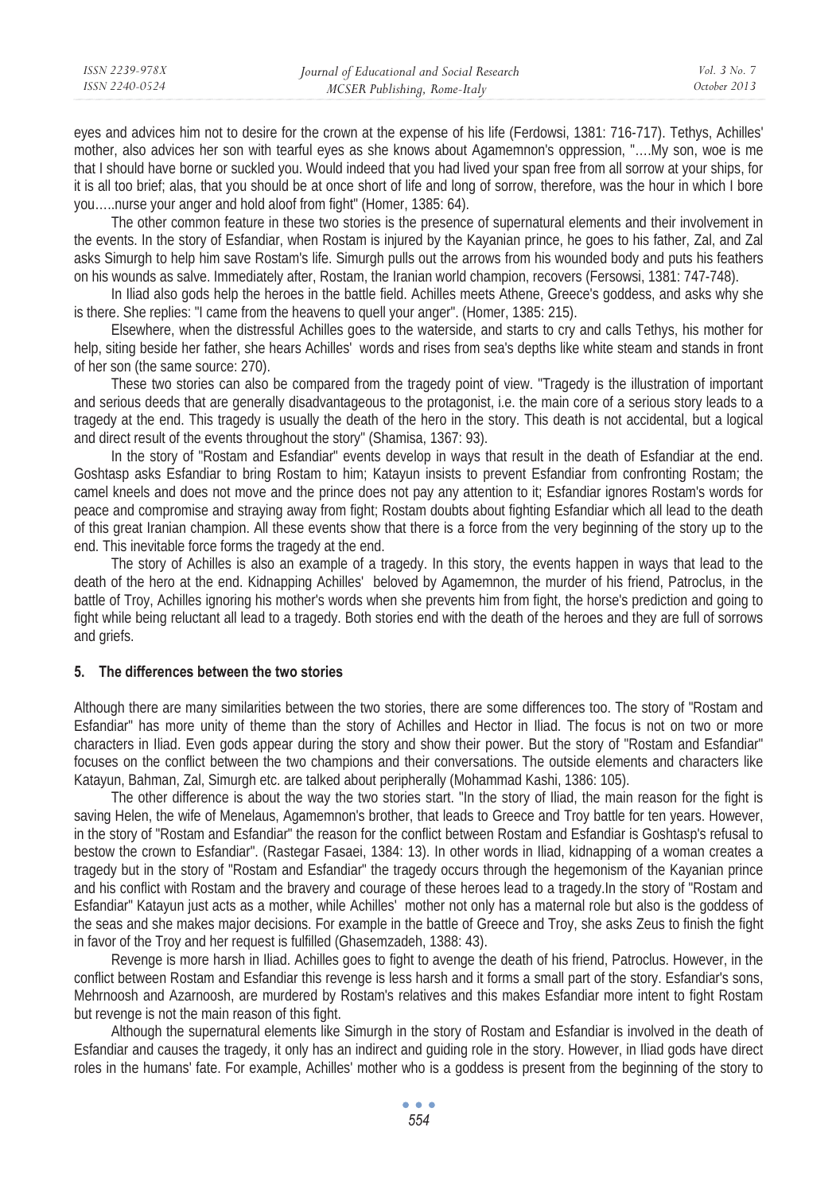eyes and advices him not to desire for the crown at the expense of his life (Ferdowsi, 1381: 716-717). Tethys, Achilles' mother, also advices her son with tearful eyes as she knows about Agamemnon's oppression, "….My son, woe is me that I should have borne or suckled you. Would indeed that you had lived your span free from all sorrow at your ships, for it is all too brief; alas, that you should be at once short of life and long of sorrow, therefore, was the hour in which I bore you…..nurse your anger and hold aloof from fight" (Homer, 1385: 64).

The other common feature in these two stories is the presence of supernatural elements and their involvement in the events. In the story of Esfandiar, when Rostam is injured by the Kayanian prince, he goes to his father, Zal, and Zal asks Simurgh to help him save Rostam's life. Simurgh pulls out the arrows from his wounded body and puts his feathers on his wounds as salve. Immediately after, Rostam, the Iranian world champion, recovers (Fersowsi, 1381: 747-748).

In Iliad also gods help the heroes in the battle field. Achilles meets Athene, Greece's goddess, and asks why she is there. She replies: "I came from the heavens to quell your anger". (Homer, 1385: 215).

Elsewhere, when the distressful Achilles goes to the waterside, and starts to cry and calls Tethys, his mother for help, siting beside her father, she hears Achilles' words and rises from sea's depths like white steam and stands in front of her son (the same source: 270).

These two stories can also be compared from the tragedy point of view. "Tragedy is the illustration of important and serious deeds that are generally disadvantageous to the protagonist, i.e. the main core of a serious story leads to a tragedy at the end. This tragedy is usually the death of the hero in the story. This death is not accidental, but a logical and direct result of the events throughout the story" (Shamisa, 1367: 93).

In the story of "Rostam and Esfandiar" events develop in ways that result in the death of Esfandiar at the end. Goshtasp asks Esfandiar to bring Rostam to him; Katayun insists to prevent Esfandiar from confronting Rostam; the camel kneels and does not move and the prince does not pay any attention to it; Esfandiar ignores Rostam's words for peace and compromise and straying away from fight; Rostam doubts about fighting Esfandiar which all lead to the death of this great Iranian champion. All these events show that there is a force from the very beginning of the story up to the end. This inevitable force forms the tragedy at the end.

The story of Achilles is also an example of a tragedy. In this story, the events happen in ways that lead to the death of the hero at the end. Kidnapping Achilles' beloved by Agamemnon, the murder of his friend, Patroclus, in the battle of Troy, Achilles ignoring his mother's words when she prevents him from fight, the horse's prediction and going to fight while being reluctant all lead to a tragedy. Both stories end with the death of the heroes and they are full of sorrows and griefs.

## 5. The differences between the two stories

Although there are many similarities between the two stories, there are some differences too. The story of "Rostam and Esfandiar" has more unity of theme than the story of Achilles and Hector in Iliad. The focus is not on two or more characters in Iliad. Even gods appear during the story and show their power. But the story of "Rostam and Esfandiar" focuses on the conflict between the two champions and their conversations. The outside elements and characters like Katayun, Bahman, Zal, Simurgh etc. are talked about peripherally (Mohammad Kashi, 1386: 105).

The other difference is about the way the two stories start. "In the story of Iliad, the main reason for the fight is saving Helen, the wife of Menelaus, Agamemnon's brother, that leads to Greece and Troy battle for ten years. However, in the story of "Rostam and Esfandiar" the reason for the conflict between Rostam and Esfandiar is Goshtasp's refusal to bestow the crown to Esfandiar". (Rastegar Fasaei, 1384: 13). In other words in Iliad, kidnapping of a woman creates a tragedy but in the story of "Rostam and Esfandiar" the tragedy occurs through the hegemonism of the Kayanian prince and his conflict with Rostam and the bravery and courage of these heroes lead to a tragedy.In the story of "Rostam and Esfandiar" Katayun just acts as a mother, while Achilles' mother not only has a maternal role but also is the goddess of the seas and she makes major decisions. For example in the battle of Greece and Troy, she asks Zeus to finish the fight in favor of the Troy and her request is fulfilled (Ghasemzadeh, 1388: 43).

Revenge is more harsh in Iliad. Achilles goes to fight to avenge the death of his friend, Patroclus. However, in the conflict between Rostam and Esfandiar this revenge is less harsh and it forms a small part of the story. Esfandiar's sons, Mehrnoosh and Azarnoosh, are murdered by Rostam's relatives and this makes Esfandiar more intent to fight Rostam but revenge is not the main reason of this fight.

Although the supernatural elements like Simurgh in the story of Rostam and Esfandiar is involved in the death of Esfandiar and causes the tragedy, it only has an indirect and guiding role in the story. However, in Iliad gods have direct roles in the humans' fate. For example, Achilles' mother who is a goddess is present from the beginning of the story to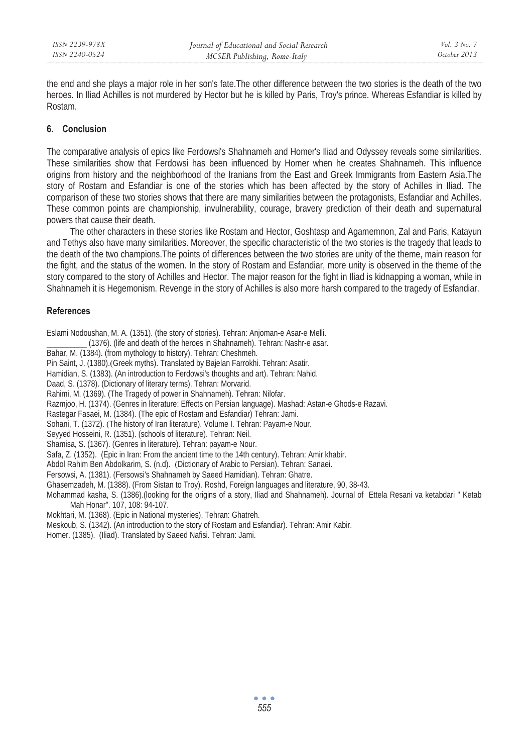the end and she plays a major role in her son's fate.The other difference between the two stories is the death of the two heroes. In Iliad Achilles is not murdered by Hector but he is killed by Paris, Troy's prince. Whereas Esfandiar is killed by Rostam.

## 6. Conclusion

The comparative analysis of epics like Ferdowsi's Shahnameh and Homer's Iliad and Odyssey reveals some similarities. These similarities show that Ferdowsi has been influenced by Homer when he creates Shahnameh. This influence origins from history and the neighborhood of the Iranians from the East and Greek Immigrants from Eastern Asia.The story of Rostam and Esfandiar is one of the stories which has been affected by the story of Achilles in Iliad. The comparison of these two stories shows that there are many similarities between the protagonists, Esfandiar and Achilles. These common points are championship, invulnerability, courage, bravery prediction of their death and supernatural powers that cause their death.

The other characters in these stories like Rostam and Hector, Goshtasp and Agamemnon, Zal and Paris, Katayun and Tethys also have many similarities. Moreover, the specific characteristic of the two stories is the tragedy that leads to the death of the two champions.The points of differences between the two stories are unity of the theme, main reason for the fight, and the status of the women. In the story of Rostam and Esfandiar, more unity is observed in the theme of the story compared to the story of Achilles and Hector. The major reason for the fight in Iliad is kidnapping a woman, while in Shahnameh it is Hegemonism. Revenge in the story of Achilles is also more harsh compared to the tragedy of Esfandiar.

## References

Eslami Nodoushan, M. A. (1351). (the story of stories). Tehran: Anjoman-e Asar-e Melli.

__________ (1376). (life and death of the heroes in Shahnameh). Tehran: Nashr-e asar.

Bahar, M. (1384). (from mythology to history). Tehran: Cheshmeh.

Pin Saint, J. (1380).(Greek myths). Translated by Bajelan Farrokhi. Tehran: Asatir.

Hamidian, S. (1383). (An introduction to Ferdowsi's thoughts and art). Tehran: Nahid.

Daad, S. (1378). (Dictionary of literary terms). Tehran: Morvarid.

Rahimi, M. (1369). (The Tragedy of power in Shahnameh). Tehran: Nilofar.

Razmjoo, H. (1374). (Genres in literature: Effects on Persian language). Mashad: Astan-e Ghods-e Razavi.

Rastegar Fasaei, M. (1384). (The epic of Rostam and Esfandiar) Tehran: Jami.

Sohani, T. (1372). (The history of Iran literature). Volume I. Tehran: Payam-e Nour.

Seyyed Hosseini, R. (1351). (schools of literature). Tehran: Neil.

Shamisa, S. (1367). (Genres in literature). Tehran: payam-e Nour.

Safa, Z. (1352). (Epic in Iran: From the ancient time to the 14th century). Tehran: Amir khabir.

Abdol Rahim Ben Abdolkarim, S. (n.d). (Dictionary of Arabic to Persian). Tehran: Sanaei.

Fersowsi, A. (1381). (Fersowsi's Shahnameh by Saeed Hamidian). Tehran: Ghatre.

Ghasemzadeh, M. (1388). (From Sistan to Troy). Roshd, Foreign languages and literature, 90, 38-43.

Mohammad kasha, S. (1386).(looking for the origins of a story, Iliad and Shahnameh). Journal of Ettela Resani va ketabdari " Ketab Mah Honar". 107, 108: 94-107.

Mokhtari, M. (1368). (Epic in National mysteries). Tehran: Ghatreh.

Meskoub, S. (1342). (An introduction to the story of Rostam and Esfandiar). Tehran: Amir Kabir.

Homer. (1385). (Iliad). Translated by Saeed Nafisi. Tehran: Jami.